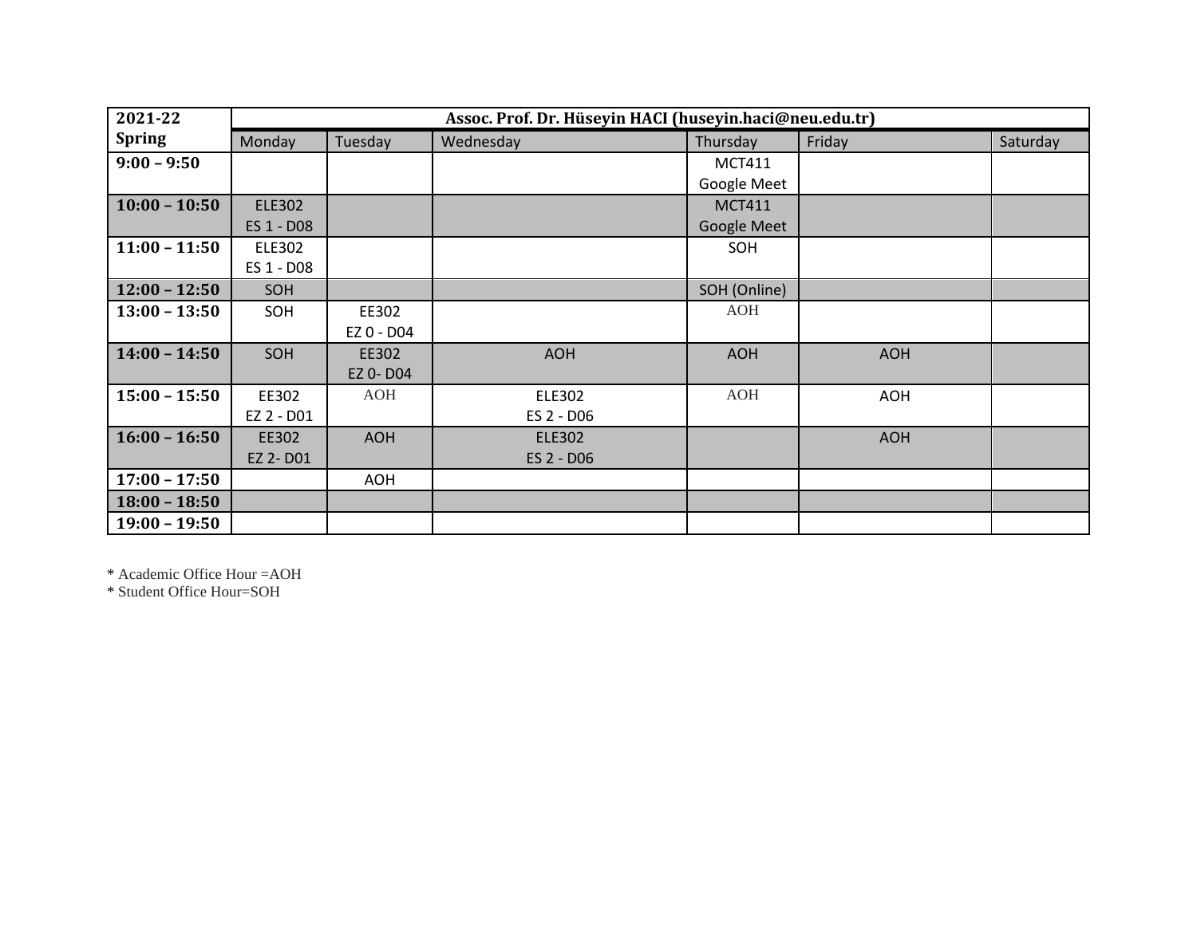| 2021-22 Spring | Assoc. Prof. Dr. Hüseyin HACI (huseyin.haci@neu.edu.tr) | | | | | |
|---|---|---|---|---|---|---|
| | Monday | Tuesday | Wednesday | Thursday | Friday | Saturday |
| **9:00 – 9:50** | | | | MCT411 Google Meet | | |
| **10:00 – 10:50** | ELE302 ES 1 - D08 | | | MCT411 Google Meet | | |
| **11:00 – 11:50** | ELE302 ES 1 - D08 | | | SOH | | |
| **12:00 – 12:50** | SOH | | | SOH (Online) | | |
| **13:00 – 13:50** | SOH | EE302 EZ 0 - D04 | | AOH | | |
| **14:00 – 14:50** | SOH | EE302 EZ 0- D04 | AOH | AOH | AOH | |
| **15:00 – 15:50** | EE302 EZ 2 - D01 | AOH | ELE302 ES 2 - D06 | AOH | AOH | |
| **16:00 – 16:50** | EE302 EZ 2- D01 | AOH | ELE302 ES 2 - D06 | | AOH | |
| **17:00 – 17:50** | | AOH | | | | |
| **18:00 – 18:50** | | | | | | |
| **19:00 – 19:50** | | | | | | |

* Academic Office Hour =AOH
* Student Office Hour=SOH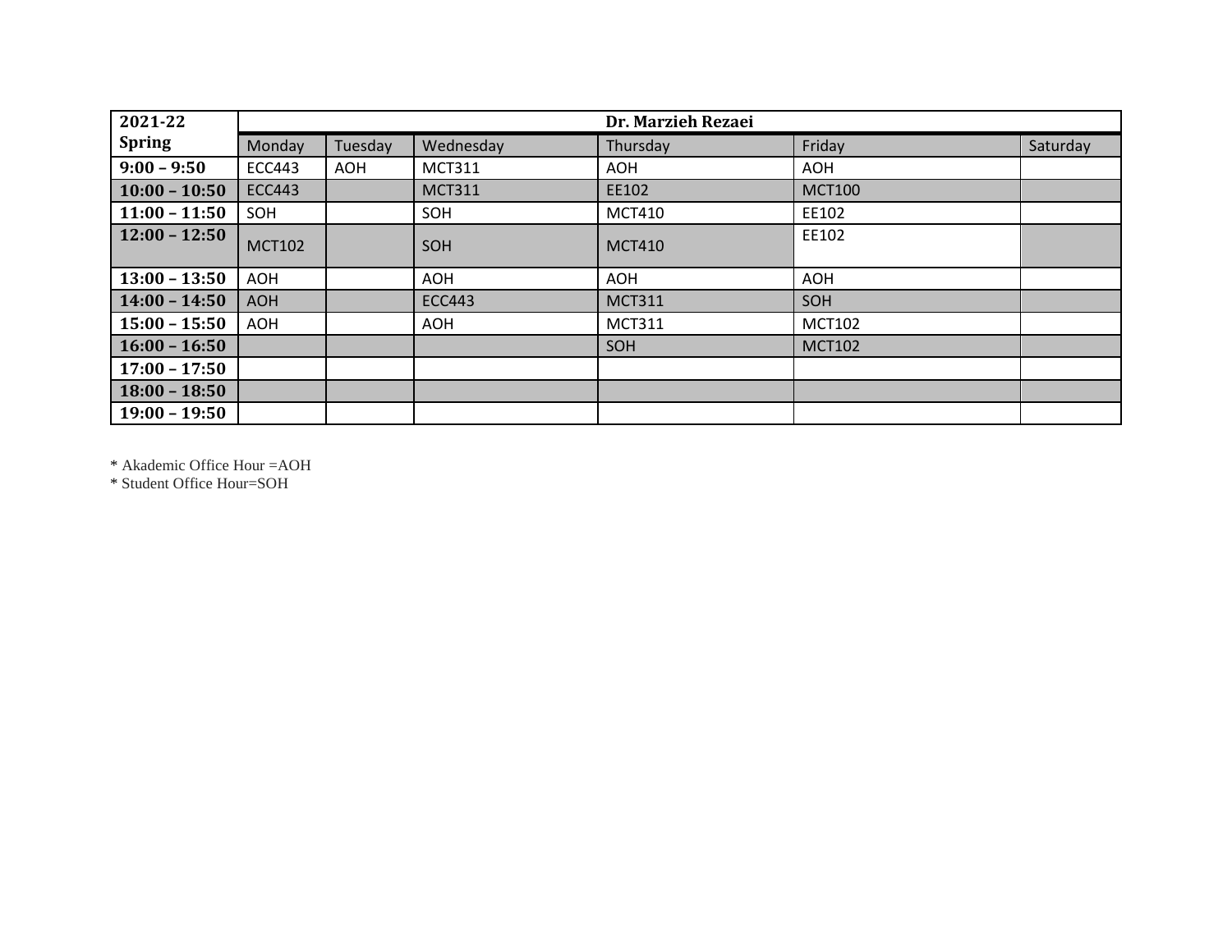| 2021-22 Spring | Dr. Marzieh Rezaei | | | | | |
|---|---|---|---|---|---|---|
| | Monday | Tuesday | Wednesday | Thursday | Friday | Saturday |
| **9:00 – 9:50** | ECC443 | AOH | MCT311 | AOH | AOH | |
| **10:00 – 10:50** | ECC443 | | MCT311 | EE102 | MCT100 | |
| **11:00 – 11:50** | SOH | | SOH | MCT410 | EE102 | |
| **12:00 – 12:50** | MCT102 | | SOH | MCT410 | EE102 | |
| **13:00 – 13:50** | AOH | | AOH | AOH | AOH | |
| **14:00 – 14:50** | AOH | | ECC443 | MCT311 | SOH | |
| **15:00 – 15:50** | AOH | | AOH | MCT311 | MCT102 | |
| **16:00 – 16:50** | | | | SOH | MCT102 | |
| **17:00 – 17:50** | | | | | | |
| **18:00 – 18:50** | | | | | | |
| **19:00 – 19:50** | | | | | | |

* Akademic Office Hour =AOH

* Student Office Hour=SOH